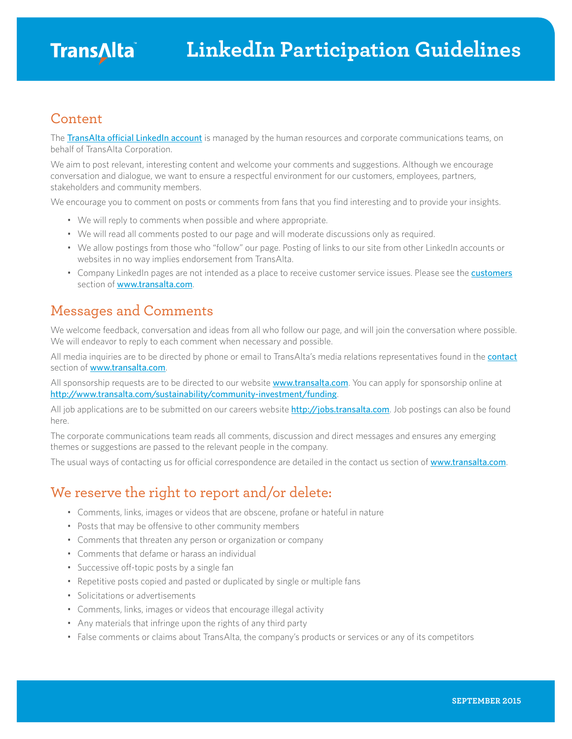TransAlta™

# LinkedIn Participation Guidelines

## Content

The [TransAlta official LinkedIn account]() is managed by the human resources and corporate communications teams, on behalf of TransAlta Corporation.

We aim to post relevant, interesting content and welcome your comments and suggestions. Although we encourage conversation and dialogue, we want to ensure a respectful environment for our customers, employees, partners, stakeholders and community members.

We encourage you to comment on posts or comments from fans that you find interesting and to provide your insights.

- We will reply to comments when possible and where appropriate.
- We will read all comments posted to our page and will moderate discussions only as required.
- We allow postings from those who "follow" our page. Posting of links to our site from other LinkedIn accounts or websites in no way implies endorsement from TransAlta.
- Company LinkedIn pages are not intended as a place to receive customer service issues. Please see the customers section of www.transalta.com.

## Messages and Comments

We welcome feedback, conversation and ideas from all who follow our page, and will join the conversation where possible. We will endeavor to reply to each comment when necessary and possible.

All media inquiries are to be directed by phone or email to TransAlta's media relations representatives found in the contact section of www.transalta.com.

All sponsorship requests are to be directed to our website www.transalta.com. You can apply for sponsorship online at http://www.transalta.com/sustainability/community-investment/funding.

All job applications are to be submitted on our careers website http://jobs.transalta.com. Job postings can also be found here.

The corporate communications team reads all comments, discussion and direct messages and ensures any emerging themes or suggestions are passed to the relevant people in the company.

The usual ways of contacting us for official correspondence are detailed in the contact us section of www.transalta.com.

## We reserve the right to report and/or delete:

- Comments, links, images or videos that are obscene, profane or hateful in nature
- Posts that may be offensive to other community members
- Comments that threaten any person or organization or company
- Comments that defame or harass an individual
- Successive off-topic posts by a single fan
- Repetitive posts copied and pasted or duplicated by single or multiple fans
- Solicitations or advertisements
- Comments, links, images or videos that encourage illegal activity
- Any materials that infringe upon the rights of any third party
- False comments or claims about TransAlta, the company's products or services or any of its competitors

SEPTEMBER 2015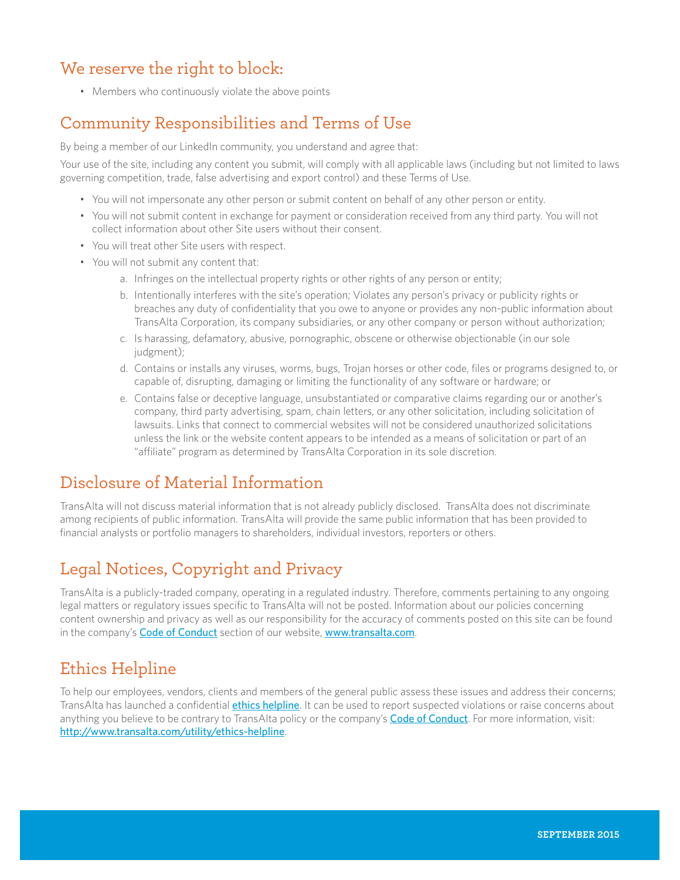## We reserve the right to block:

- Members who continuously violate the above points

## Community Responsibilities and Terms of Use

By being a member of our LinkedIn community, you understand and agree that:

Your use of the site, including any content you submit, will comply with all applicable laws (including but not limited to laws governing competition, trade, false advertising and export control) and these Terms of Use.

- You will not impersonate any other person or submit content on behalf of any other person or entity.
- You will not submit content in exchange for payment or consideration received from any third party. You will not collect information about other Site users without their consent.
- You will treat other Site users with respect.
- You will not submit any content that:
  a. Infringes on the intellectual property rights or other rights of any person or entity;
  b. Intentionally interferes with the site's operation; Violates any person's privacy or publicity rights or breaches any duty of confidentiality that you owe to anyone or provides any non-public information about TransAlta Corporation, its company subsidiaries, or any other company or person without authorization;
  c. Is harassing, defamatory, abusive, pornographic, obscene or otherwise objectionable (in our sole judgment);
  d. Contains or installs any viruses, worms, bugs, Trojan horses or other code, files or programs designed to, or capable of, disrupting, damaging or limiting the functionality of any software or hardware; or
  e. Contains false or deceptive language, unsubstantiated or comparative claims regarding our or another's company, third party advertising, spam, chain letters, or any other solicitation, including solicitation of lawsuits. Links that connect to commercial websites will not be considered unauthorized solicitations unless the link or the website content appears to be intended as a means of solicitation or part of an "affiliate" program as determined by TransAlta Corporation in its sole discretion.

## Disclosure of Material Information

TransAlta will not discuss material information that is not already publicly disclosed. TransAlta does not discriminate among recipients of public information. TransAlta will provide the same public information that has been provided to financial analysts or portfolio managers to shareholders, individual investors, reporters or others.

## Legal Notices, Copyright and Privacy

TransAlta is a publicly-traded company, operating in a regulated industry. Therefore, comments pertaining to any ongoing legal matters or regulatory issues specific to TransAlta will not be posted. Information about our policies concerning content ownership and privacy as well as our responsibility for the accuracy of comments posted on this site can be found in the company's Code of Conduct section of our website, www.transalta.com.

## Ethics Helpline

To help our employees, vendors, clients and members of the general public assess these issues and address their concerns; TransAlta has launched a confidential ethics helpline. It can be used to report suspected violations or raise concerns about anything you believe to be contrary to TransAlta policy or the company's Code of Conduct. For more information, visit: http://www.transalta.com/utility/ethics-helpline.

**SEPTEMBER 2015**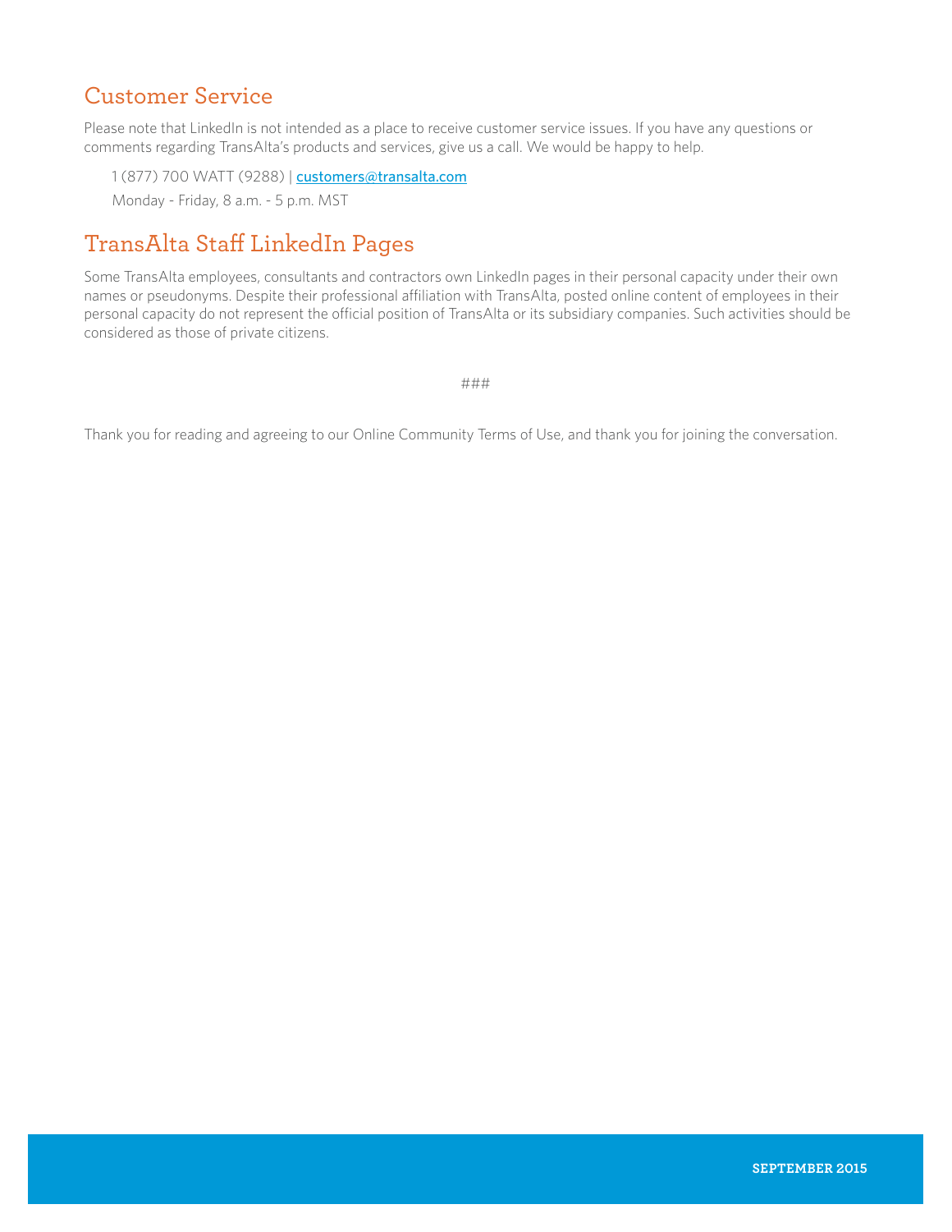## Customer Service

Please note that LinkedIn is not intended as a place to receive customer service issues. If you have any questions or comments regarding TransAlta's products and services, give us a call. We would be happy to help.

1 (877) 700 WATT (9288) | customers@transalta.com

Monday - Friday, 8 a.m. - 5 p.m. MST

## TransAlta Staff LinkedIn Pages

Some TransAlta employees, consultants and contractors own LinkedIn pages in their personal capacity under their own names or pseudonyms. Despite their professional affiliation with TransAlta, posted online content of employees in their personal capacity do not represent the official position of TransAlta or its subsidiary companies. Such activities should be considered as those of private citizens.

###

Thank you for reading and agreeing to our Online Community Terms of Use, and thank you for joining the conversation.